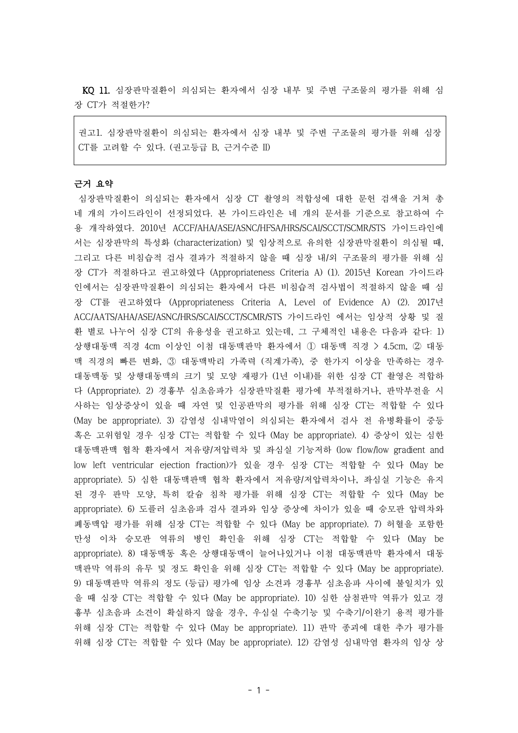**KQ 11.** 심장판막질환이 의심되는 환자에서 심장 내부 및 주변 구조물의 평가를 위해 심장 CT가 적절한가?

> 권고1. 심장판막질환이 의심되는 환자에서 심장 내부 및 주변 구조물의 평가를 위해 심장 CT를 고려할 수 있다. (권고등급 B, 근거수준 II)

**근거 요약**

심장판막질환이 의심되는 환자에서 심장 CT 촬영의 적합성에 대한 문헌 검색을 거쳐 총 네 개의 가이드라인이 선정되었다. 본 가이드라인은 네 개의 문서를 기준으로 참고하여 수용 개작하였다. 2010년 ACCF/AHA/ASE/ASNC/HFSA/HRS/SCAI/SCCT/SCMR/STS 가이드라인에서는 심장판막의 특성화 (characterization) 및 임상적으로 유의한 심장판막질환이 의심될 때, 그리고 다른 비침습적 검사 결과가 적절하지 않을 때 심장 내/외 구조물의 평가를 위해 심장 CT가 적절하다고 권고하였다 (Appropriateness Criteria A) (1). 2015년 Korean 가이드라인에서는 심장판막질환이 의심되는 환자에서 다른 비침습적 검사법이 적절하지 않을 때 심장 CT를 권고하였다 (Appropriateness Criteria A, Level of Evidence A) (2). 2017년 ACC/AATS/AHA/ASE/ASNC/HRS/SCAI/SCCT/SCMR/STS 가이드라인 에서는 임상적 상황 및 질환 별로 나누어 심장 CT의 유용성을 권고하고 있는데, 그 구체적인 내용은 다음과 같다: 1) 상행대동맥 직경 4cm 이상인 이첨 대동맥판막 환자에서 ① 대동맥 직경 > 4.5cm, ② 대동맥 직경의 빠른 변화, ③ 대동맥박리 가족력 (직계가족), 중 한가지 이상을 만족하는 경우 대동맥동 및 상행대동맥의 크기 및 모양 재평가 (1년 이내)를 위한 심장 CT 촬영은 적합하다 (Appropriate). 2) 경흉부 심초음파가 심장판막질환 평가에 부적절하거나, 판막부전을 시사하는 임상증상이 있을 때 자연 및 인공판막의 평가를 위해 심장 CT는 적합할 수 있다 (May be appropriate). 3) 감염성 심내막염이 의심되는 환자에서 검사 전 유병확률이 중등 혹은 고위험일 경우 심장 CT는 적합할 수 있다 (May be appropriate). 4) 증상이 있는 심한 대동맥판맥 협착 환자에서 저유량/저압력차 및 좌심실 기능저하 (low flow/low gradient and low left ventricular ejection fraction)가 있을 경우 심장 CT는 적합할 수 있다 (May be appropriate). 5) 심한 대동맥판맥 협착 환자에서 저유량/저압력차이나, 좌심실 기능은 유지된 경우 판막 모양, 특히 칼슘 침착 평가를 위해 심장 CT는 적합할 수 있다 (May be appropriate). 6) 도플러 심초음파 검사 결과와 임상 증상에 차이가 있을 때 승모판 압력차와 폐동맥압 평가를 위해 심장 CT는 적합할 수 있다 (May be appropriate). 7) 허혈을 포함한 만성 이차 승모판 역류의 병인 확인을 위해 심장 CT는 적합할 수 있다 (May be appropriate). 8) 대동맥동 혹은 상행대동맥이 늘어나있거나 이첨 대동맥판막 환자에서 대동맥판막 역류의 유무 및 정도 확인을 위해 심장 CT는 적합할 수 있다 (May be appropriate). 9) 대동맥판막 역류의 정도 (등급) 평가에 임상 소견과 경흉부 심초음파 사이에 불일치가 있을 때 심장 CT는 적합할 수 있다 (May be appropriate). 10) 심한 삼첨판막 역류가 있고 경흉부 심초음파 소견이 확실하지 않을 경우, 우심실 수축기능 및 수축기/이완기 용적 평가를 위해 심장 CT는 적합할 수 있다 (May be appropriate). 11) 판막 종괴에 대한 추가 평가를 위해 심장 CT는 적합할 수 있다 (May be appropriate). 12) 감염성 심내막염 환자의 임상 상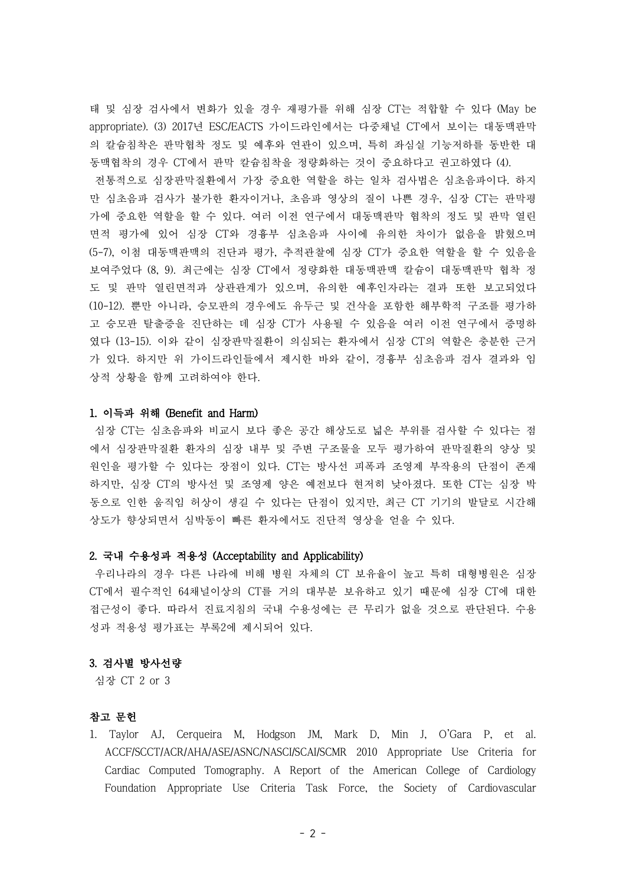태 및 심장 검사에서 변화가 있을 경우 재평가를 위해 심장 CT는 적합할 수 있다 (May be appropriate). (3) 2017년 ESC/EACTS 가이드라인에서는 다중채널 CT에서 보이는 대동맥판막의 칼슘침착은 판막협착 정도 및 예후와 연관이 있으며, 특히 좌심실 기능저하를 동반한 대동맥협착의 경우 CT에서 판막 칼슘침착을 정량화하는 것이 중요하다고 권고하였다 (4).

전통적으로 심장판막질환에서 가장 중요한 역할을 하는 일차 검사법은 심초음파이다. 하지만 심초음파 검사가 불가한 환자이거나, 초음파 영상의 질이 나쁜 경우, 심장 CT는 판막평가에 중요한 역할을 할 수 있다. 여러 이전 연구에서 대동맥판막 협착의 정도 및 판막 열린 면적 평가에 있어 심장 CT와 경흉부 심초음파 사이에 유의한 차이가 없음을 밝혔으며 (5-7), 이첨 대동맥판막의 진단과 평가, 추적관찰에 심장 CT가 중요한 역할을 할 수 있음을 보여주었다 (8, 9). 최근에는 심장 CT에서 정량화한 대동맥판막 칼슘이 대동맥판막 협착 정도 및 판막 열린면적과 상관관계가 있으며, 유의한 예후인자라는 결과 또한 보고되었다 (10-12). 뿐만 아니라, 승모판의 경우에도 유두근 및 건삭을 포함한 해부학적 구조를 평가하고 승모판 탈출증을 진단하는 데 심장 CT가 사용될 수 있음을 여러 이전 연구에서 증명하였다 (13-15). 이와 같이 심장판막질환이 의심되는 환자에서 심장 CT의 역할은 충분한 근거가 있다. 하지만 위 가이드라인들에서 제시한 바와 같이, 경흉부 심초음파 검사 결과와 임상적 상황을 함께 고려하여야 한다.

### 1. 이득과 위해 (Benefit and Harm)

심장 CT는 심초음파와 비교시 보다 좋은 공간 해상도로 넓은 부위를 검사할 수 있다는 점에서 심장판막질환 환자의 심장 내부 및 주변 구조물을 모두 평가하여 판막질환의 양상 및 원인을 평가할 수 있다는 장점이 있다. CT는 방사선 피폭과 조영제 부작용의 단점이 존재하지만, 심장 CT의 방사선 및 조영제 양은 예전보다 현저히 낮아졌다. 또한 CT는 심장 박동으로 인한 움직임 허상이 생길 수 있다는 단점이 있지만, 최근 CT 기기의 발달로 시간해상도가 향상되면서 심박동이 빠른 환자에서도 진단적 영상을 얻을 수 있다.

### 2. 국내 수용성과 적용성 (Acceptability and Applicability)

우리나라의 경우 다른 나라에 비해 병원 자체의 CT 보유율이 높고 특히 대형병원은 심장 CT에서 필수적인 64채널이상의 CT를 거의 대부분 보유하고 있기 때문에 심장 CT에 대한 접근성이 좋다. 따라서 진료지침의 국내 수용성에는 큰 무리가 없을 것으로 판단된다. 수용성과 적용성 평가표는 부록2에 제시되어 있다.

### 3. 검사별 방사선량

심장 CT 2 or 3

### 참고 문헌

1. Taylor AJ, Cerqueira M, Hodgson JM, Mark D, Min J, O'Gara P, et al. ACCF/SCCT/ACR/AHA/ASE/ASNC/NASCI/SCAI/SCMR 2010 Appropriate Use Criteria for Cardiac Computed Tomography. A Report of the American College of Cardiology Foundation Appropriate Use Criteria Task Force, the Society of Cardiovascular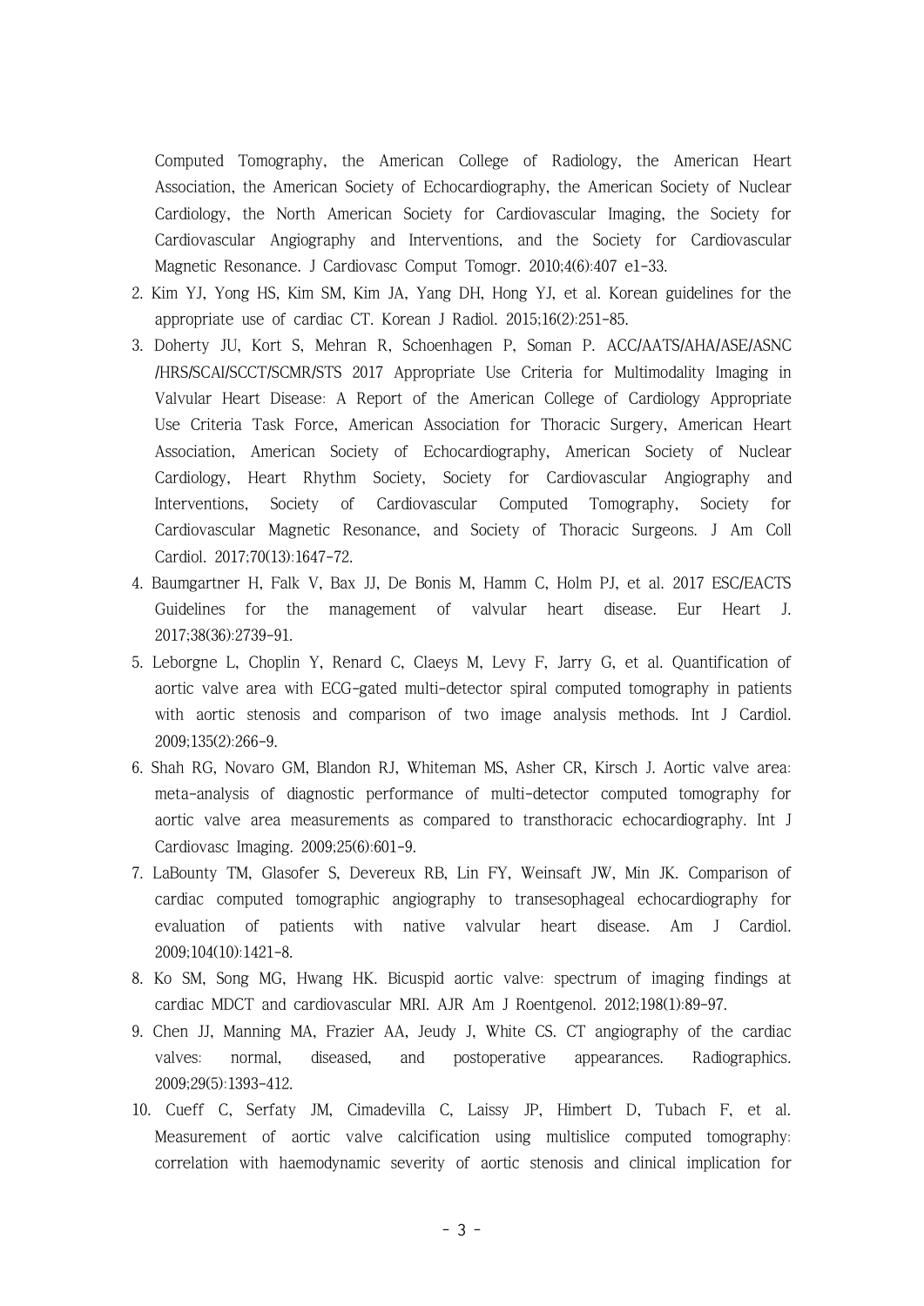Computed Tomography, the American College of Radiology, the American Heart Association, the American Society of Echocardiography, the American Society of Nuclear Cardiology, the North American Society for Cardiovascular Imaging, the Society for Cardiovascular Angiography and Interventions, and the Society for Cardiovascular Magnetic Resonance. J Cardiovasc Comput Tomogr. 2010;4(6):407 e1-33.

2. Kim YJ, Yong HS, Kim SM, Kim JA, Yang DH, Hong YJ, et al. Korean guidelines for the appropriate use of cardiac CT. Korean J Radiol. 2015;16(2):251-85.
3. Doherty JU, Kort S, Mehran R, Schoenhagen P, Soman P. ACC/AATS/AHA/ASE/ASNC /HRS/SCAI/SCCT/SCMR/STS 2017 Appropriate Use Criteria for Multimodality Imaging in Valvular Heart Disease: A Report of the American College of Cardiology Appropriate Use Criteria Task Force, American Association for Thoracic Surgery, American Heart Association, American Society of Echocardiography, American Society of Nuclear Cardiology, Heart Rhythm Society, Society for Cardiovascular Angiography and Interventions, Society of Cardiovascular Computed Tomography, Society for Cardiovascular Magnetic Resonance, and Society of Thoracic Surgeons. J Am Coll Cardiol. 2017;70(13):1647-72.
4. Baumgartner H, Falk V, Bax JJ, De Bonis M, Hamm C, Holm PJ, et al. 2017 ESC/EACTS Guidelines for the management of valvular heart disease. Eur Heart J. 2017;38(36):2739-91.
5. Leborgne L, Choplin Y, Renard C, Claeys M, Levy F, Jarry G, et al. Quantification of aortic valve area with ECG-gated multi-detector spiral computed tomography in patients with aortic stenosis and comparison of two image analysis methods. Int J Cardiol. 2009;135(2):266-9.
6. Shah RG, Novaro GM, Blandon RJ, Whiteman MS, Asher CR, Kirsch J. Aortic valve area: meta-analysis of diagnostic performance of multi-detector computed tomography for aortic valve area measurements as compared to transthoracic echocardiography. Int J Cardiovasc Imaging. 2009;25(6):601-9.
7. LaBounty TM, Glasofer S, Devereux RB, Lin FY, Weinsaft JW, Min JK. Comparison of cardiac computed tomographic angiography to transesophageal echocardiography for evaluation of patients with native valvular heart disease. Am J Cardiol. 2009;104(10):1421-8.
8. Ko SM, Song MG, Hwang HK. Bicuspid aortic valve: spectrum of imaging findings at cardiac MDCT and cardiovascular MRI. AJR Am J Roentgenol. 2012;198(1):89-97.
9. Chen JJ, Manning MA, Frazier AA, Jeudy J, White CS. CT angiography of the cardiac valves: normal, diseased, and postoperative appearances. Radiographics. 2009;29(5):1393-412.
10. Cueff C, Serfaty JM, Cimadevilla C, Laissy JP, Himbert D, Tubach F, et al. Measurement of aortic valve calcification using multislice computed tomography: correlation with haemodynamic severity of aortic stenosis and clinical implication for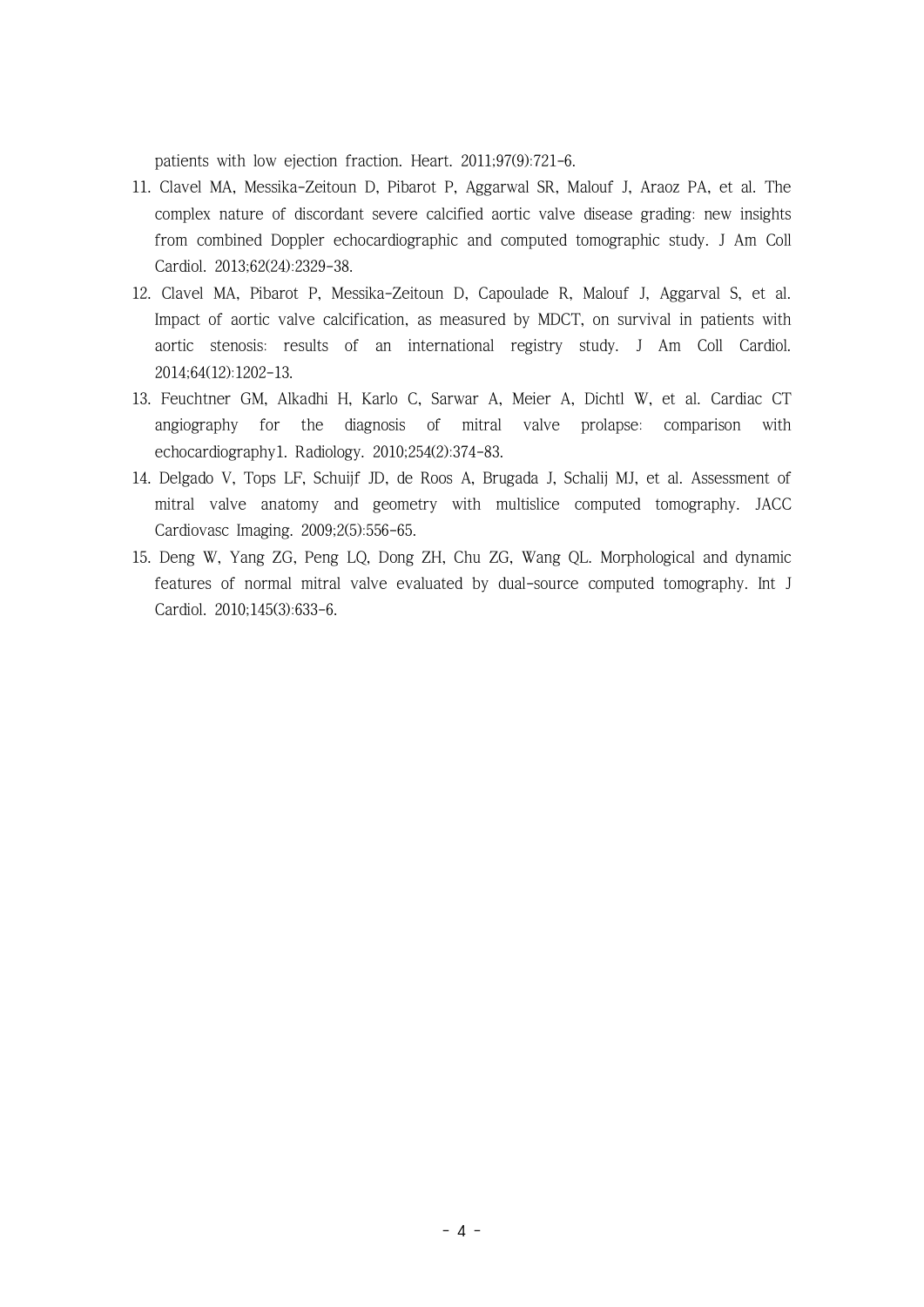patients with low ejection fraction. Heart. 2011;97(9):721-6.

11. Clavel MA, Messika-Zeitoun D, Pibarot P, Aggarwal SR, Malouf J, Araoz PA, et al. The complex nature of discordant severe calcified aortic valve disease grading: new insights from combined Doppler echocardiographic and computed tomographic study. J Am Coll Cardiol. 2013;62(24):2329-38.
12. Clavel MA, Pibarot P, Messika-Zeitoun D, Capoulade R, Malouf J, Aggarval S, et al. Impact of aortic valve calcification, as measured by MDCT, on survival in patients with aortic stenosis: results of an international registry study. J Am Coll Cardiol. 2014;64(12):1202-13.
13. Feuchtner GM, Alkadhi H, Karlo C, Sarwar A, Meier A, Dichtl W, et al. Cardiac CT angiography for the diagnosis of mitral valve prolapse: comparison with echocardiography1. Radiology. 2010;254(2):374-83.
14. Delgado V, Tops LF, Schuijf JD, de Roos A, Brugada J, Schalij MJ, et al. Assessment of mitral valve anatomy and geometry with multislice computed tomography. JACC Cardiovasc Imaging. 2009;2(5):556-65.
15. Deng W, Yang ZG, Peng LQ, Dong ZH, Chu ZG, Wang QL. Morphological and dynamic features of normal mitral valve evaluated by dual-source computed tomography. Int J Cardiol. 2010;145(3):633-6.